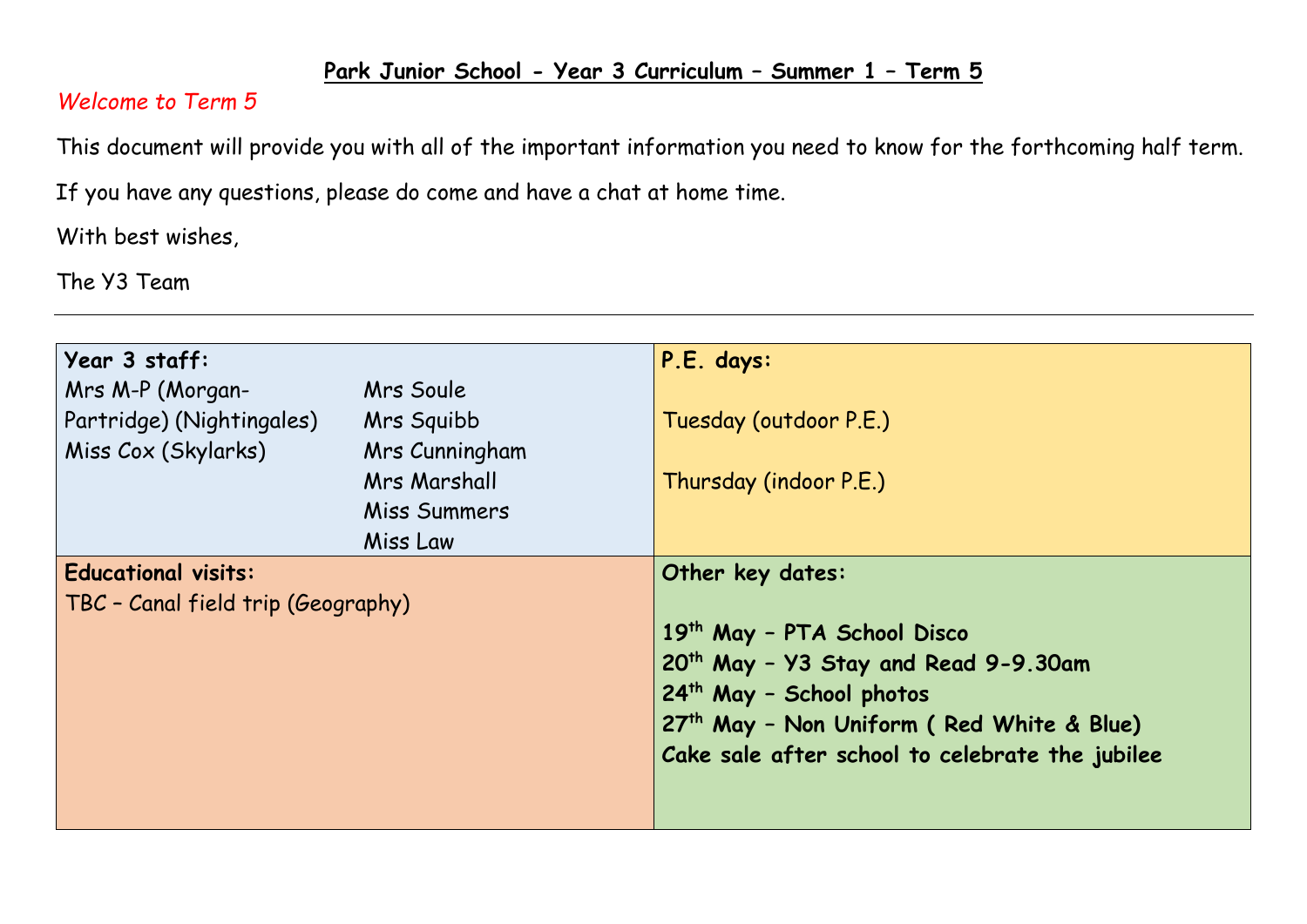# Park Junior School - Year 3 Curriculum – Summer 1 – Term 5

*Welcome to Term 5*

This document will provide you with all of the important information you need to know for the forthcoming half term.

If you have any questions, please do come and have a chat at home time.

With best wishes,

The Y3 Team

---

| **Year 3 staff:**<br>Mrs M-P (Morgan-Partridge) (Nightingales)<br>Miss Cox (Skylarks)<br>Mrs Soule<br>Mrs Squibb<br>Mrs Cunningham<br>Mrs Marshall<br>Miss Summers<br>Miss Law | **P.E. days:**<br><br>Tuesday (outdoor P.E.)<br><br>Thursday (indoor P.E.) |
|---|---|
| **Educational visits:**<br>TBC – Canal field trip (Geography) | **Other key dates:**<br><br>**19th May – PTA School Disco**<br>**20th May – Y3 Stay and Read 9-9.30am**<br>**24th May – School photos**<br>**27th May – Non Uniform ( Red White & Blue)**<br>**Cake sale after school to celebrate the jubilee** |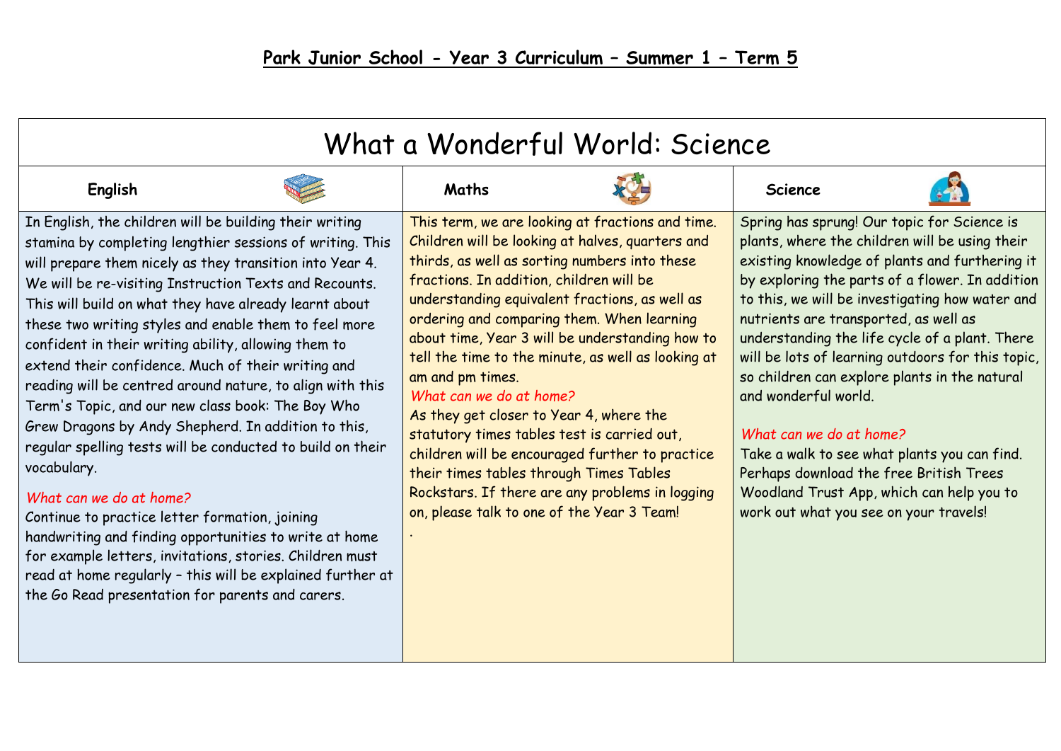# Park Junior School - Year 3 Curriculum – Summer 1 – Term 5

## What a Wonderful World: Science

| English | Maths | Science |
|---|---|---|
| In English, the children will be building their writing stamina by completing lengthier sessions of writing. This will prepare them nicely as they transition into Year 4. We will be re-visiting Instruction Texts and Recounts. This will build on what they have already learnt about these two writing styles and enable them to feel more confident in their writing ability, allowing them to extend their confidence. Much of their writing and reading will be centred around nature, to align with this Term's Topic, and our new class book: The Boy Who Grew Dragons by Andy Shepherd. In addition to this, regular spelling tests will be conducted to build on their vocabulary.<br><br>*What can we do at home?*<br>Continue to practice letter formation, joining handwriting and finding opportunities to write at home for example letters, invitations, stories. Children must read at home regularly – this will be explained further at the Go Read presentation for parents and carers. | This term, we are looking at fractions and time. Children will be looking at halves, quarters and thirds, as well as sorting numbers into these fractions. In addition, children will be understanding equivalent fractions, as well as ordering and comparing them. When learning about time, Year 3 will be understanding how to tell the time to the minute, as well as looking at am and pm times.<br>*What can we do at home?*<br>As they get closer to Year 4, where the statutory times tables test is carried out, children will be encouraged further to practice their times tables through Times Tables Rockstars. If there are any problems in logging on, please talk to one of the Year 3 Team!<br>. | Spring has sprung! Our topic for Science is plants, where the children will be using their existing knowledge of plants and furthering it by exploring the parts of a flower. In addition to this, we will be investigating how water and nutrients are transported, as well as understanding the life cycle of a plant. There will be lots of learning outdoors for this topic, so children can explore plants in the natural and wonderful world.<br><br>*What can we do at home?*<br>Take a walk to see what plants you can find. Perhaps download the free British Trees Woodland Trust App, which can help you to work out what you see on your travels! |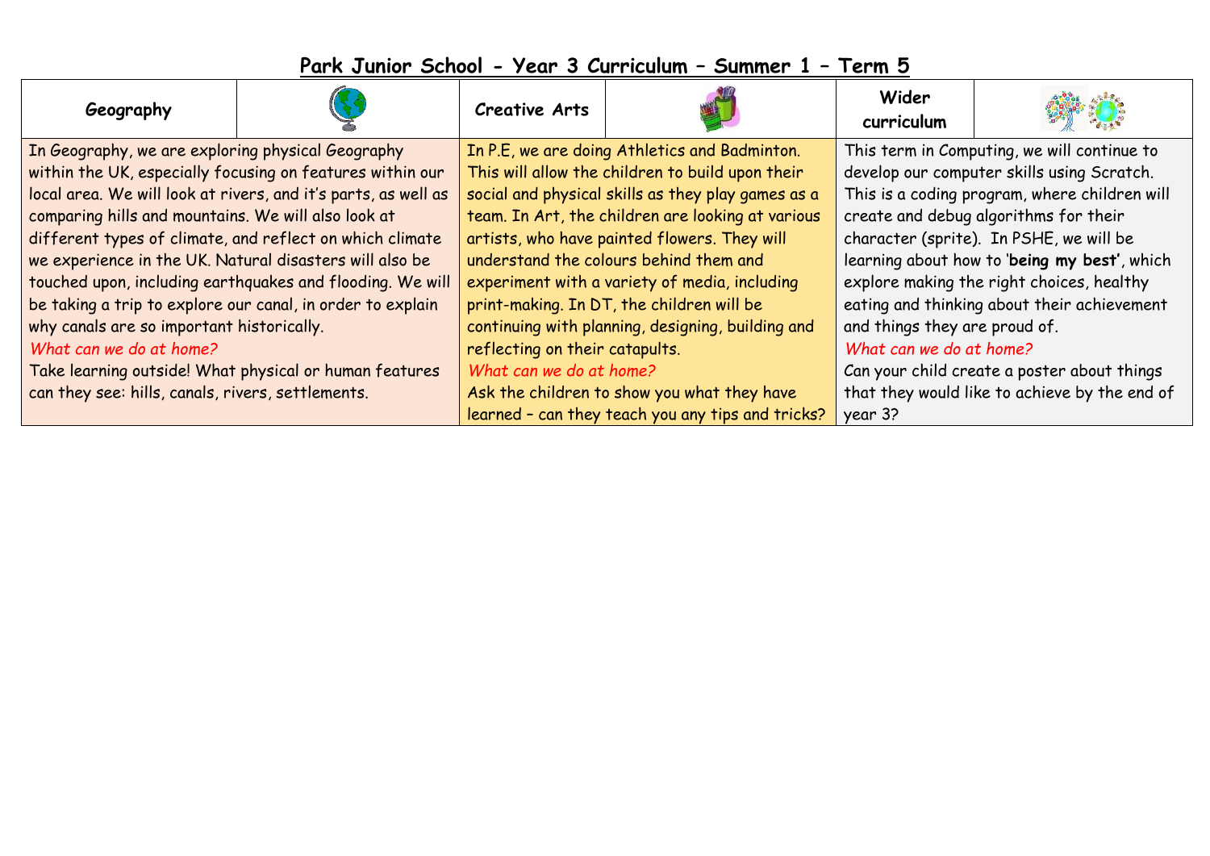# Park Junior School - Year 3 Curriculum – Summer 1 – Term 5

| Geography | Creative Arts | Wider curriculum |
|---|---|---|
| In Geography, we are exploring physical Geography within the UK, especially focusing on features within our local area. We will look at rivers, and it's parts, as well as comparing hills and mountains. We will also look at different types of climate, and reflect on which climate we experience in the UK. Natural disasters will also be touched upon, including earthquakes and flooding. We will be taking a trip to explore our canal, in order to explain why canals are so important historically.<br>*What can we do at home?*<br>Take learning outside! What physical or human features can they see: hills, canals, rivers, settlements. | In P.E, we are doing Athletics and Badminton. This will allow the children to build upon their social and physical skills as they play games as a team. In Art, the children are looking at various artists, who have painted flowers. They will understand the colours behind them and experiment with a variety of media, including print-making. In DT, the children will be continuing with planning, designing, building and reflecting on their catapults.<br>*What can we do at home?*<br>Ask the children to show you what they have learned – can they teach you any tips and tricks? | This term in Computing, we will continue to develop our computer skills using Scratch. This is a coding program, where children will create and debug algorithms for their character (sprite). In PSHE, we will be learning about how to '**being my best**', which explore making the right choices, healthy eating and thinking about their achievement and things they are proud of.<br>*What can we do at home?*<br>Can your child create a poster about things that they would like to achieve by the end of year 3? |